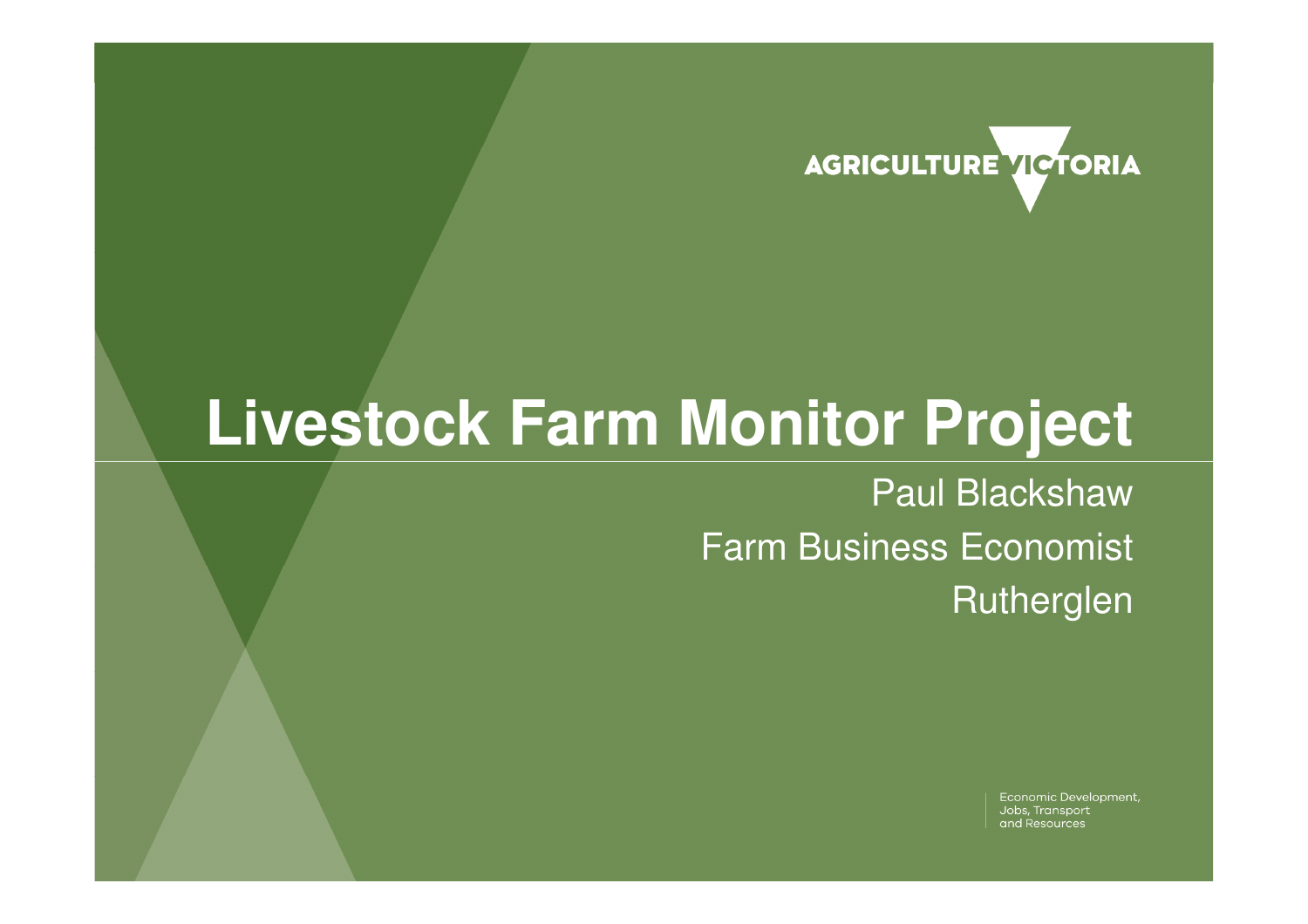AGRICULTURE VICTORIA

# Livestock Farm Monitor Project

Paul Blackshaw

Farm Business Economist

Rutherglen

Economic Development, Jobs, Transport and Resources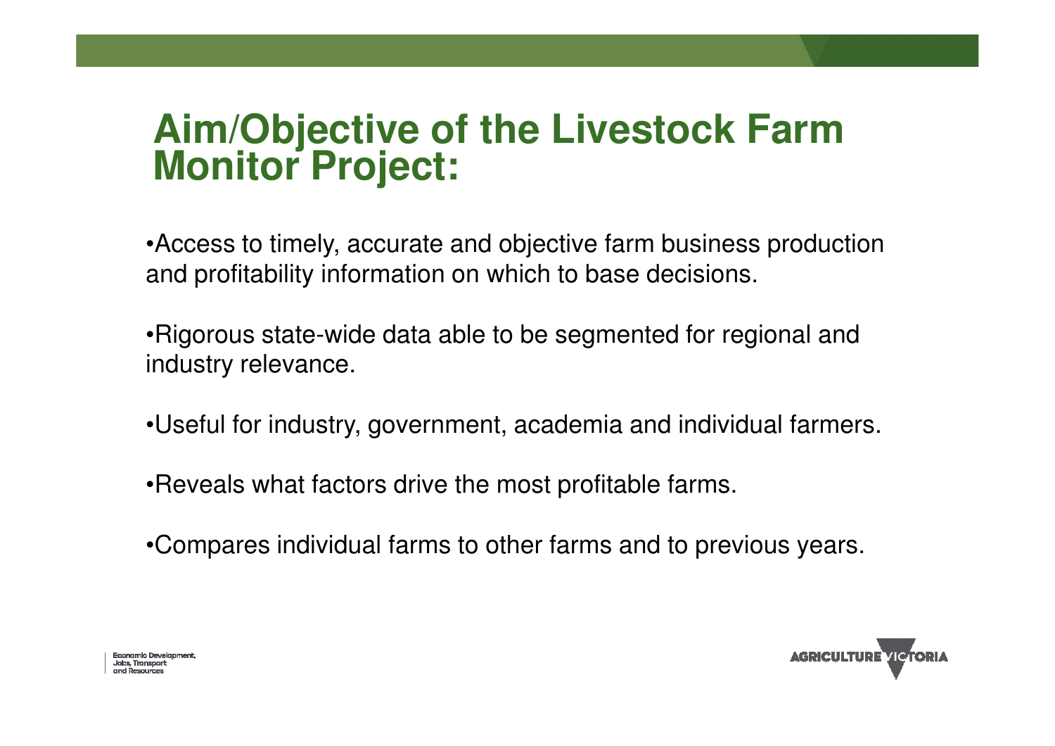# Aim/Objective of the Livestock Farm Monitor Project:

- Access to timely, accurate and objective farm business production and profitability information on which to base decisions.
- Rigorous state-wide data able to be segmented for regional and industry relevance.
- Useful for industry, government, academia and individual farmers.
- Reveals what factors drive the most profitable farms.
- Compares individual farms to other farms and to previous years.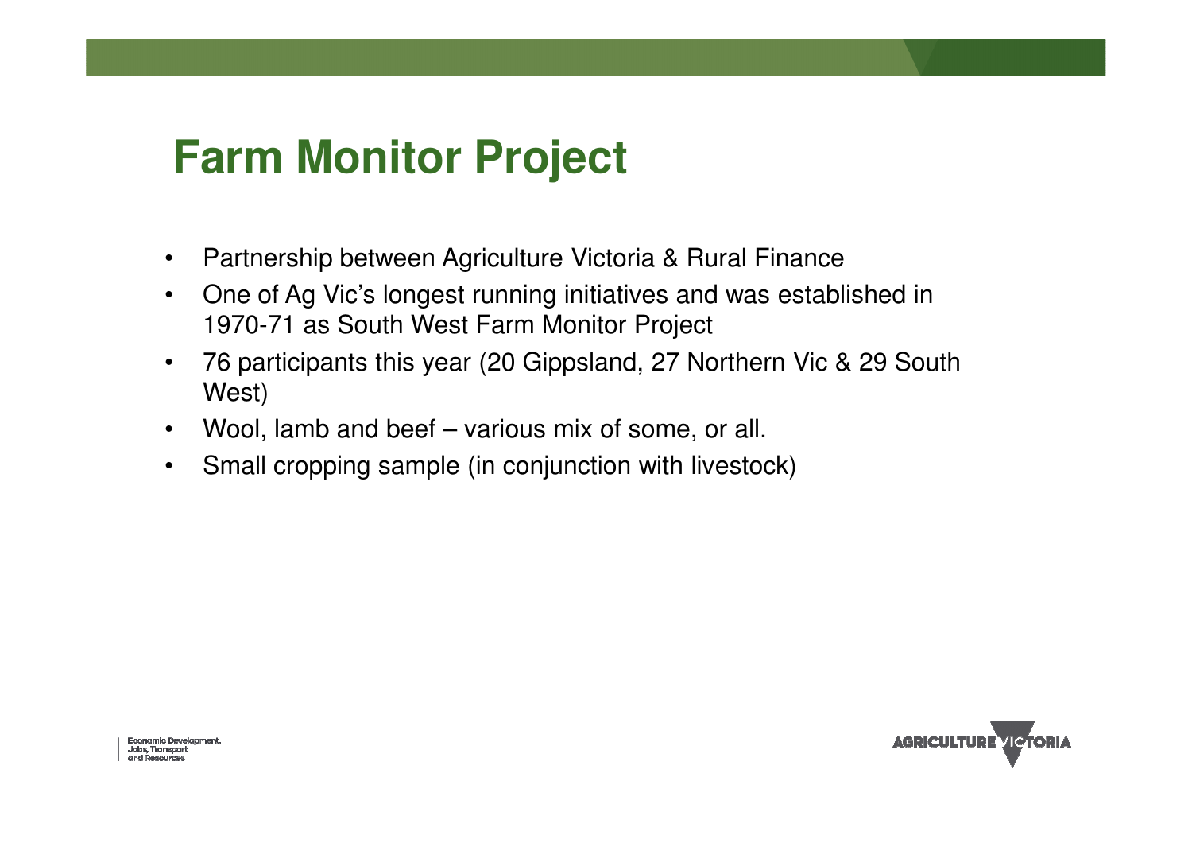# Farm Monitor Project

- Partnership between Agriculture Victoria & Rural Finance
- One of Ag Vic's longest running initiatives and was established in 1970-71 as South West Farm Monitor Project
- 76 participants this year (20 Gippsland, 27 Northern Vic & 29 South West)
- Wool, lamb and beef – various mix of some, or all.
- Small cropping sample (in conjunction with livestock)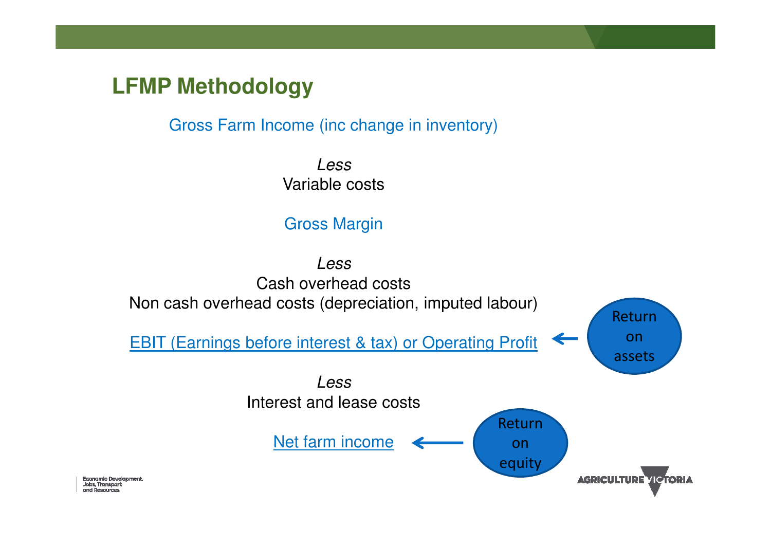## LFMP Methodology

Gross Farm Income (inc change in inventory)

*Less*
Variable costs

Gross Margin

*Less*
Cash overhead costs
Non cash overhead costs (depreciation, imputed labour)

EBIT (Earnings before interest & tax) or Operating Profit ← Return on assets

*Less*
Interest and lease costs

Net farm income ← Return on equity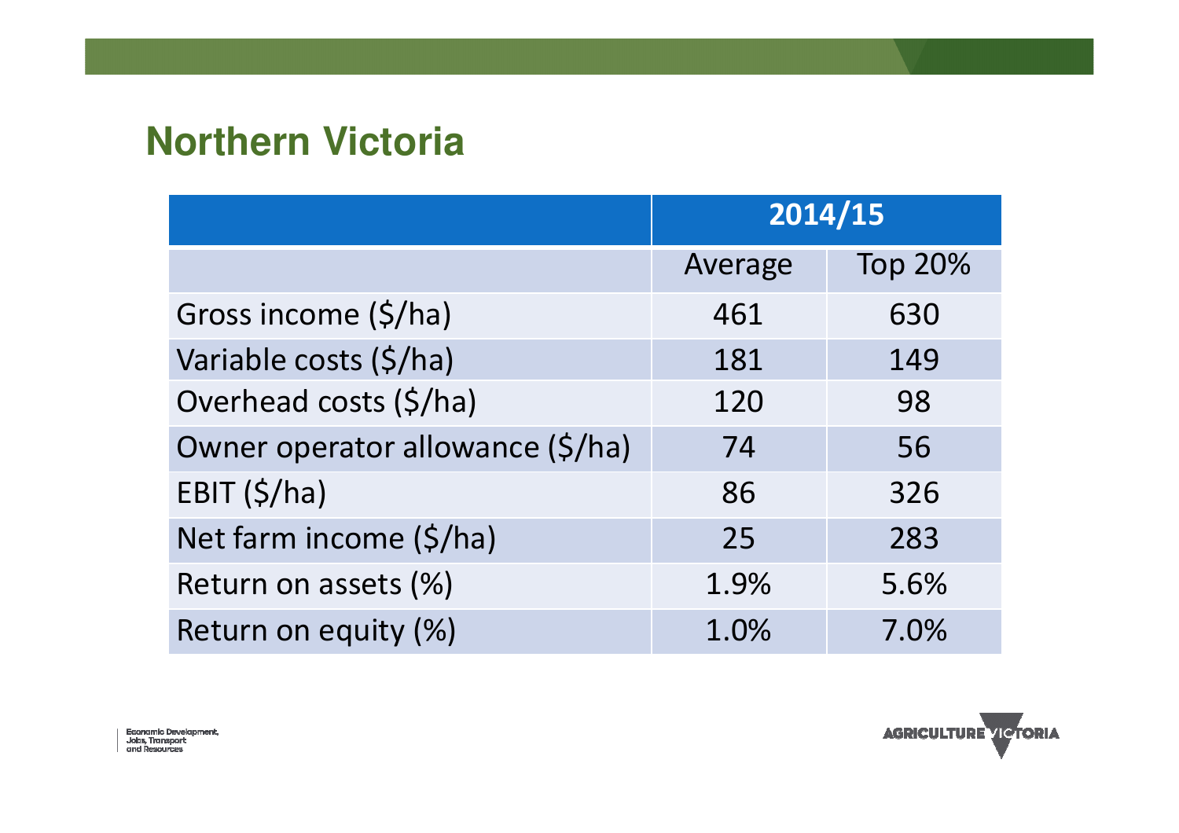## Northern Victoria

| | 2014/15 | |
|---|---|---|
| | Average | Top 20% |
| Gross income ($/ha) | 461 | 630 |
| Variable costs ($/ha) | 181 | 149 |
| Overhead costs ($/ha) | 120 | 98 |
| Owner operator allowance ($/ha) | 74 | 56 |
| EBIT ($/ha) | 86 | 326 |
| Net farm income ($/ha) | 25 | 283 |
| Return on assets (%) | 1.9% | 5.6% |
| Return on equity (%) | 1.0% | 7.0% |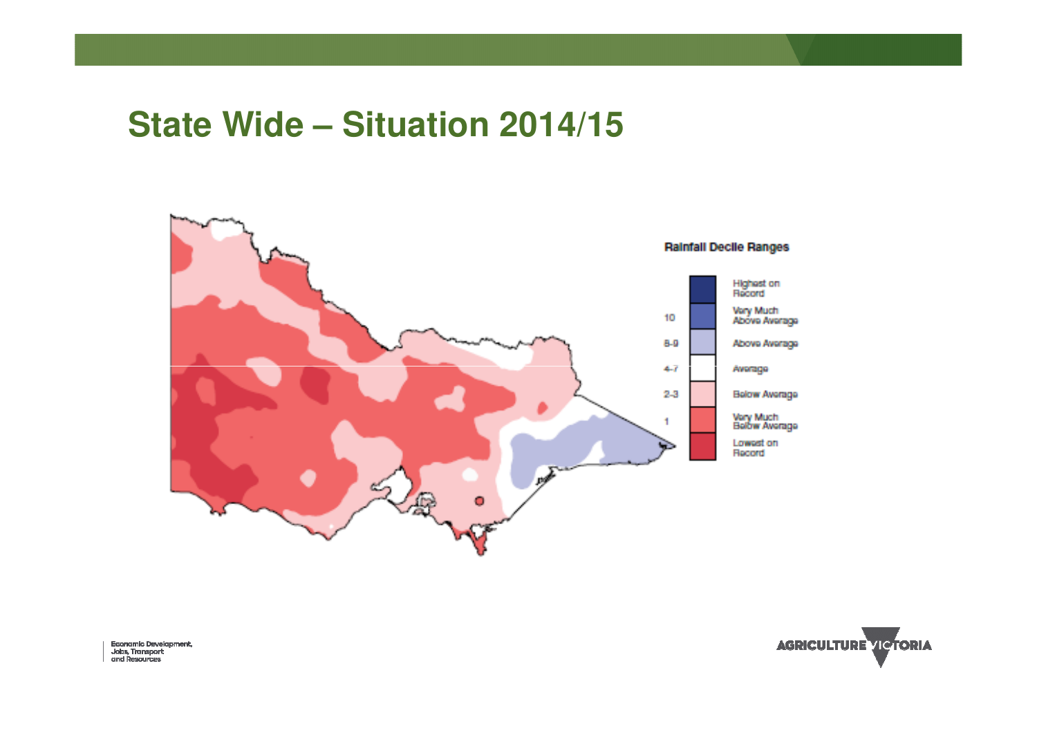# State Wide – Situation 2014/15

**Rainfall Decile Ranges**

| Decile | Category |
|---|---|
| | Highest on Record |
| 10 | Very Much Above Average |
| 8-9 | Above Average |
| 4-7 | Average |
| 2-3 | Below Average |
| 1 | Very Much Below Average |
| | Lowest on Record |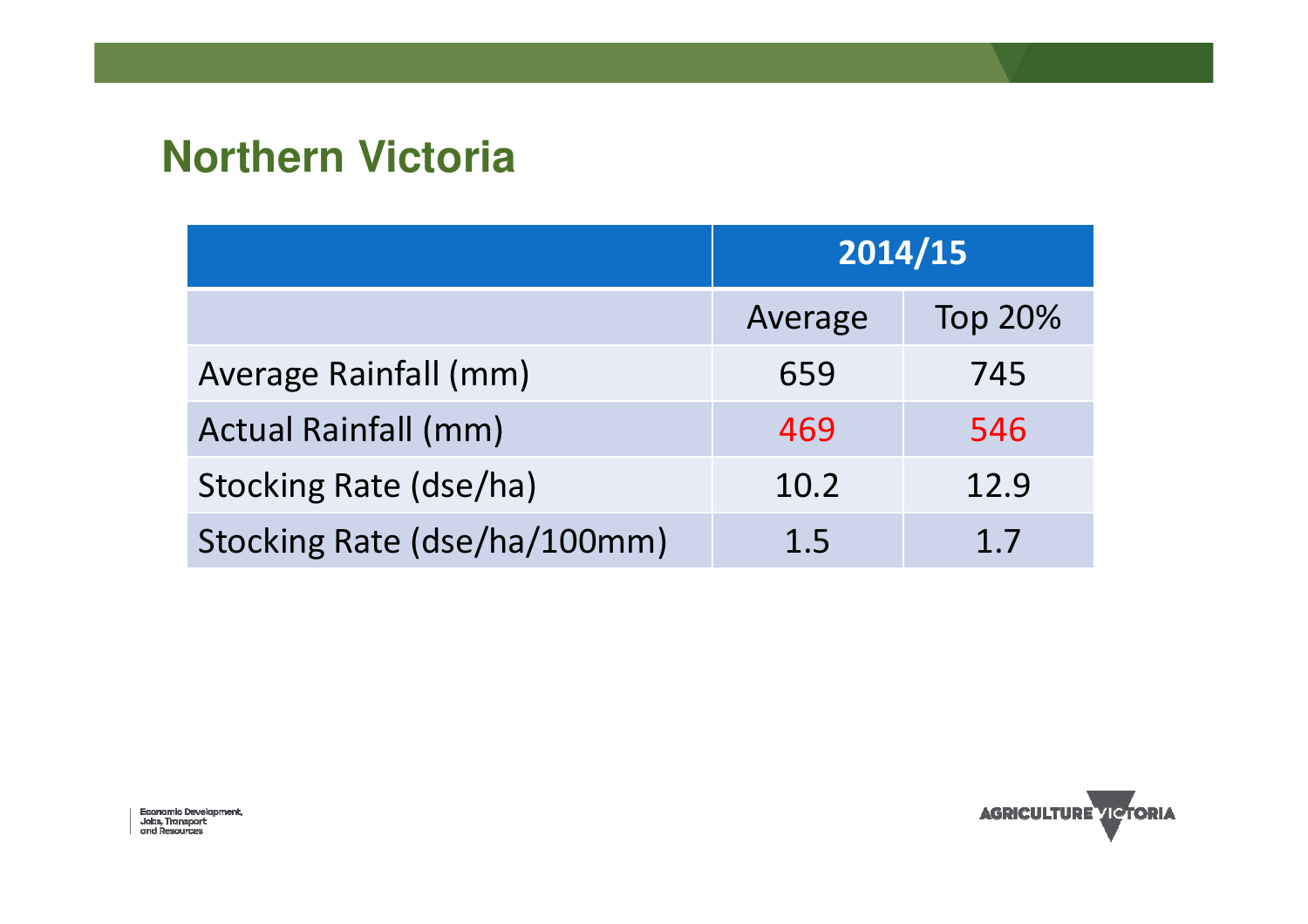## Northern Victoria

| | 2014/15 | |
|---|---|---|
| | Average | Top 20% |
| Average Rainfall (mm) | 659 | 745 |
| Actual Rainfall (mm) | 469 | 546 |
| Stocking Rate (dse/ha) | 10.2 | 12.9 |
| Stocking Rate (dse/ha/100mm) | 1.5 | 1.7 |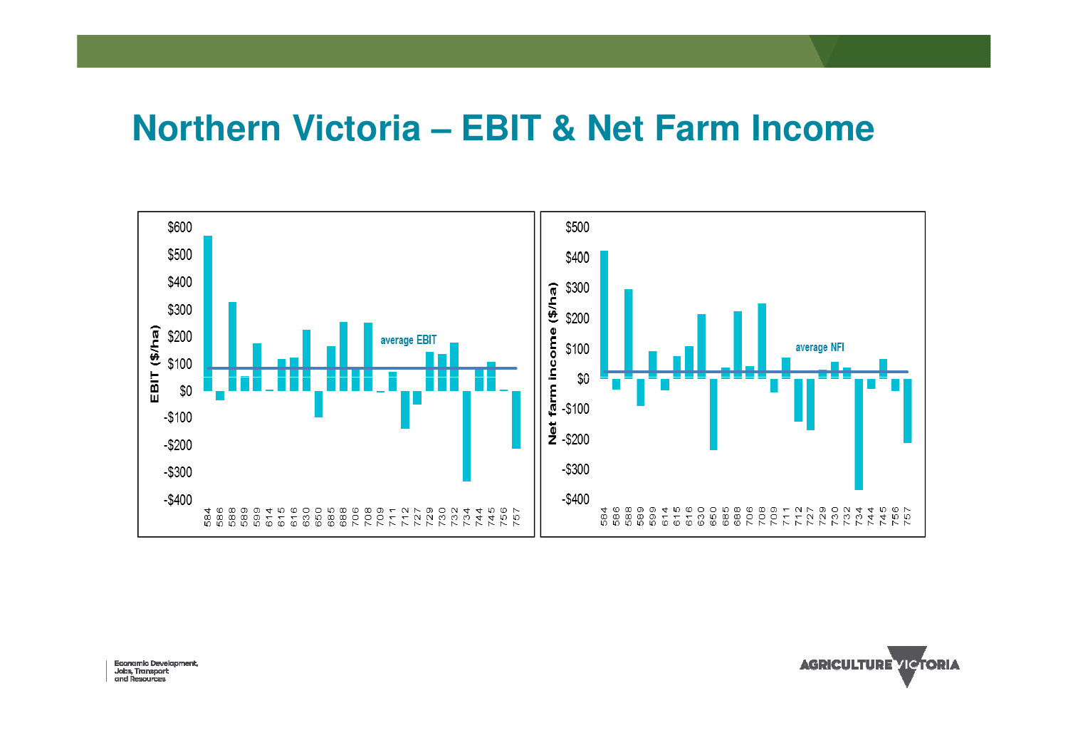# Northern Victoria – EBIT & Net Farm Income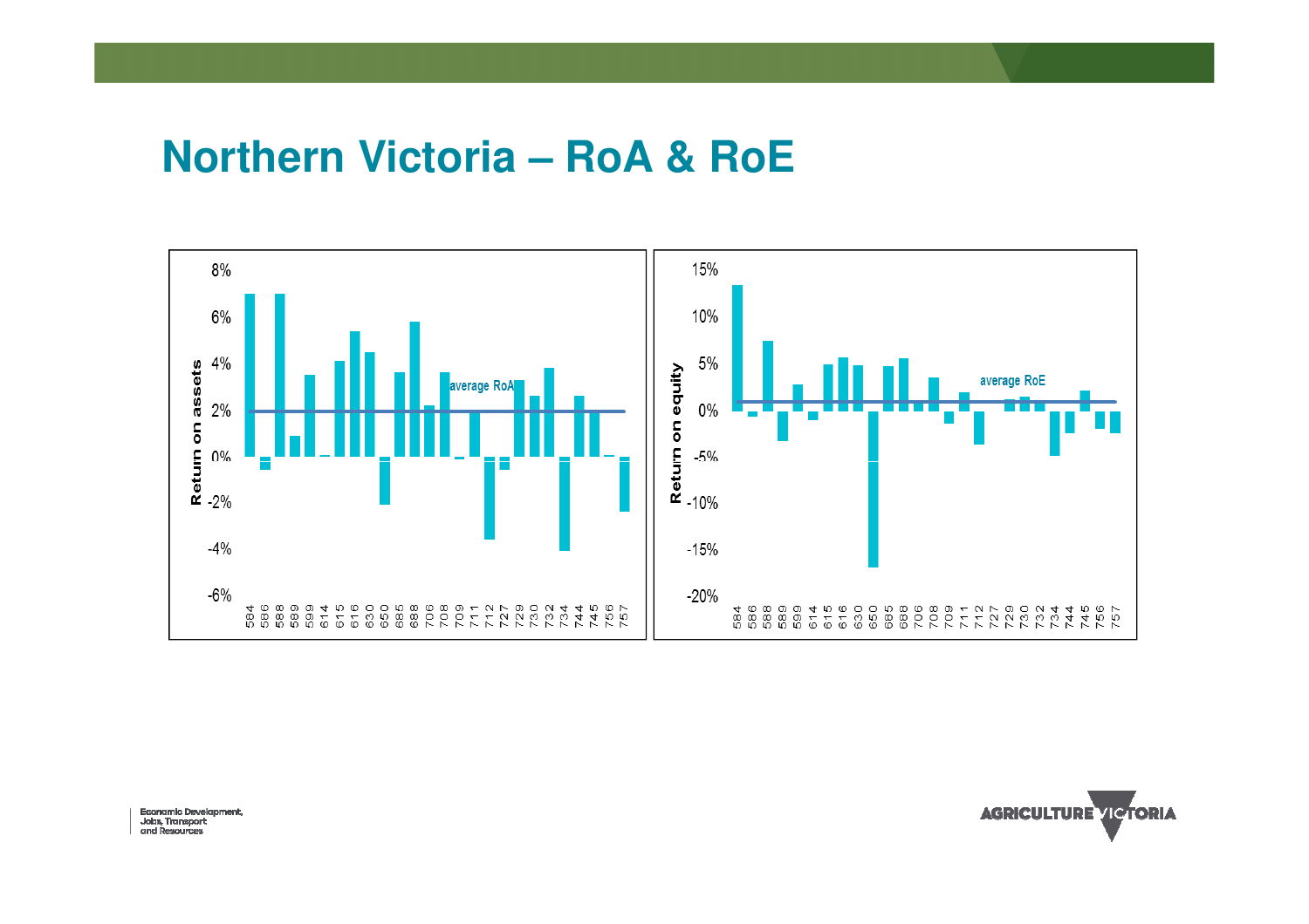# Northern Victoria – RoA & RoE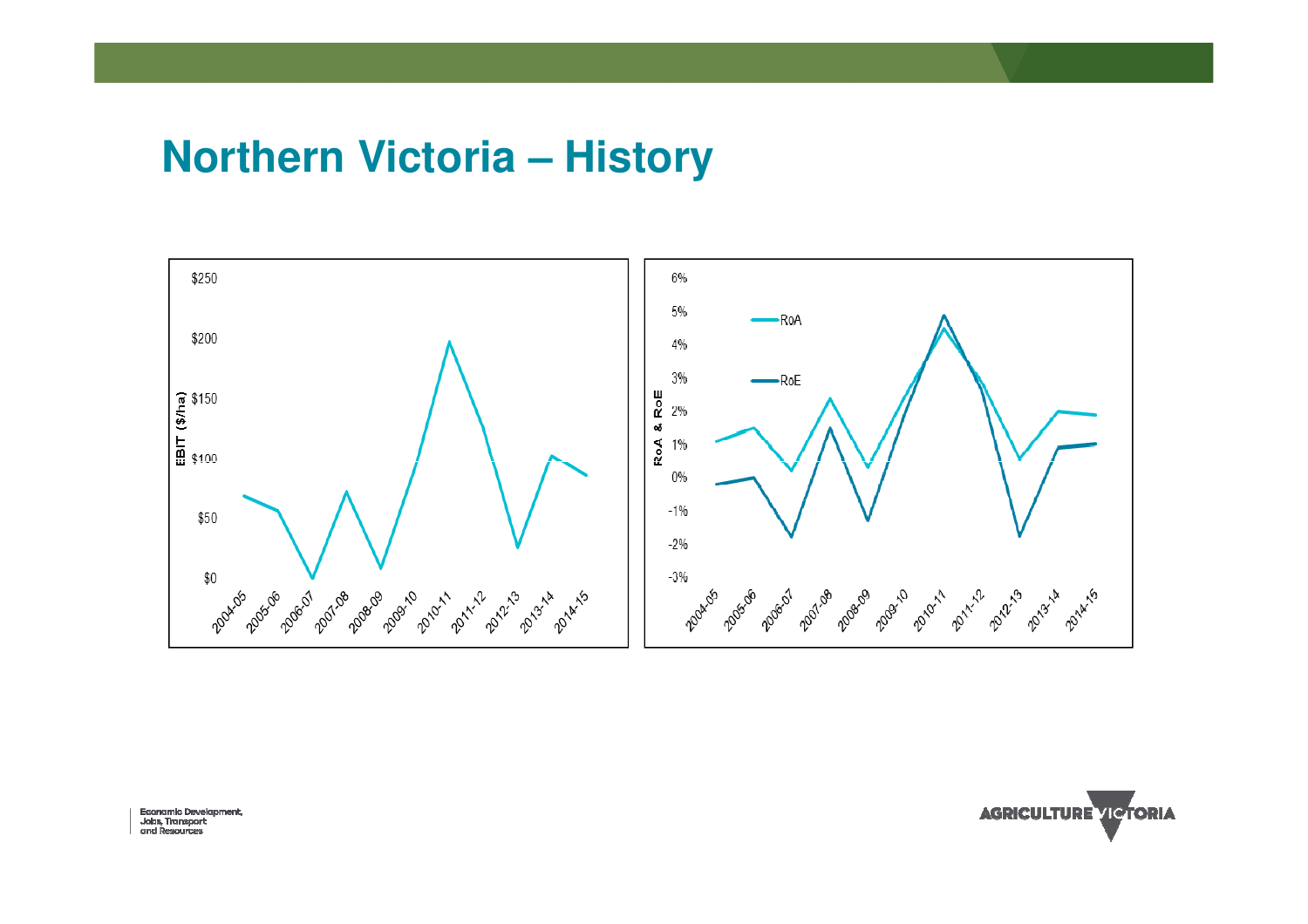# Northern Victoria – History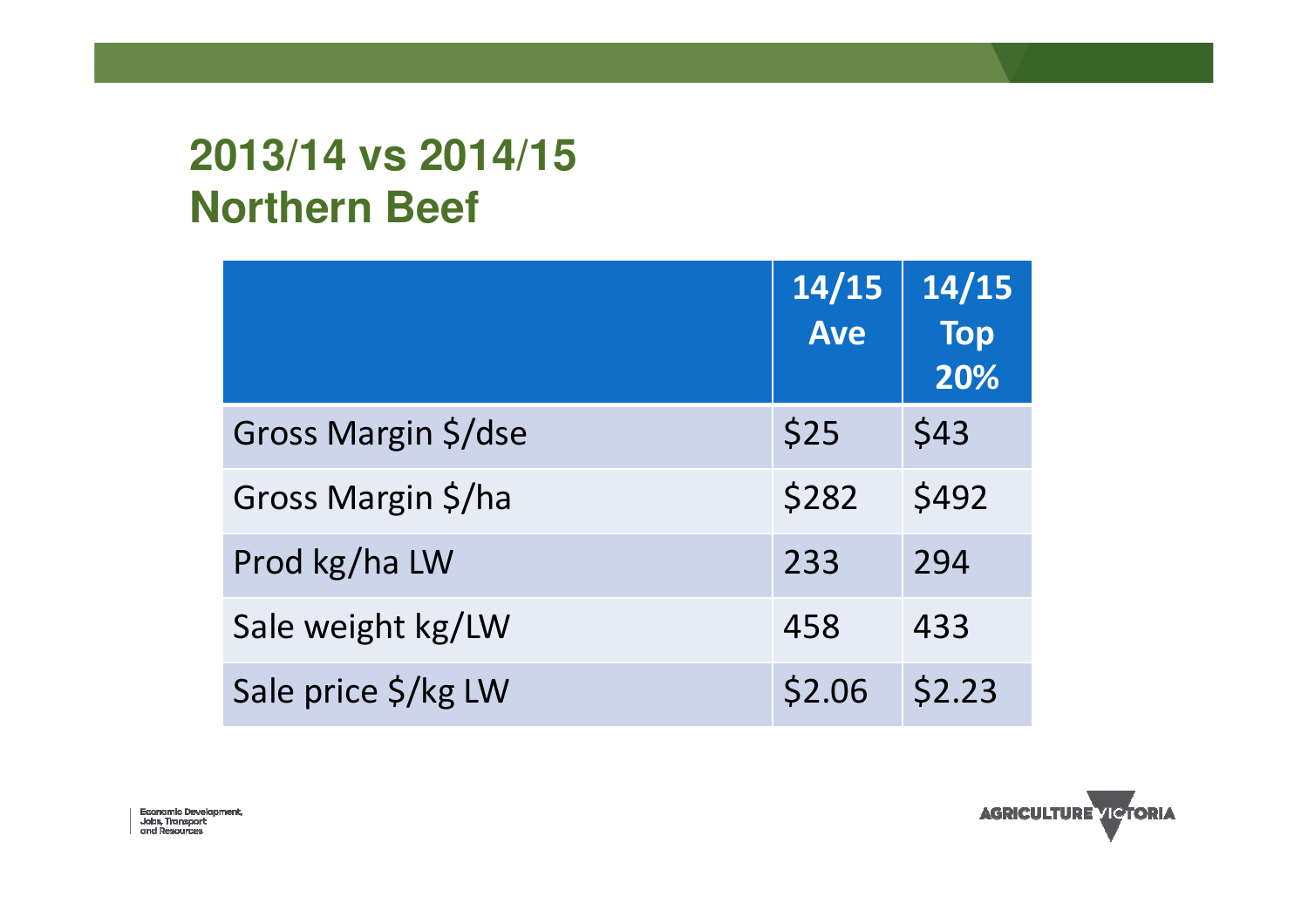# 2013/14 vs 2014/15 Northern Beef

| | 14/15 Ave | 14/15 Top 20% |
|---|---|---|
| Gross Margin $/dse | $25 | $43 |
| Gross Margin $/ha | $282 | $492 |
| Prod kg/ha LW | 233 | 294 |
| Sale weight kg/LW | 458 | 433 |
| Sale price $/kg LW | $2.06 | $2.23 |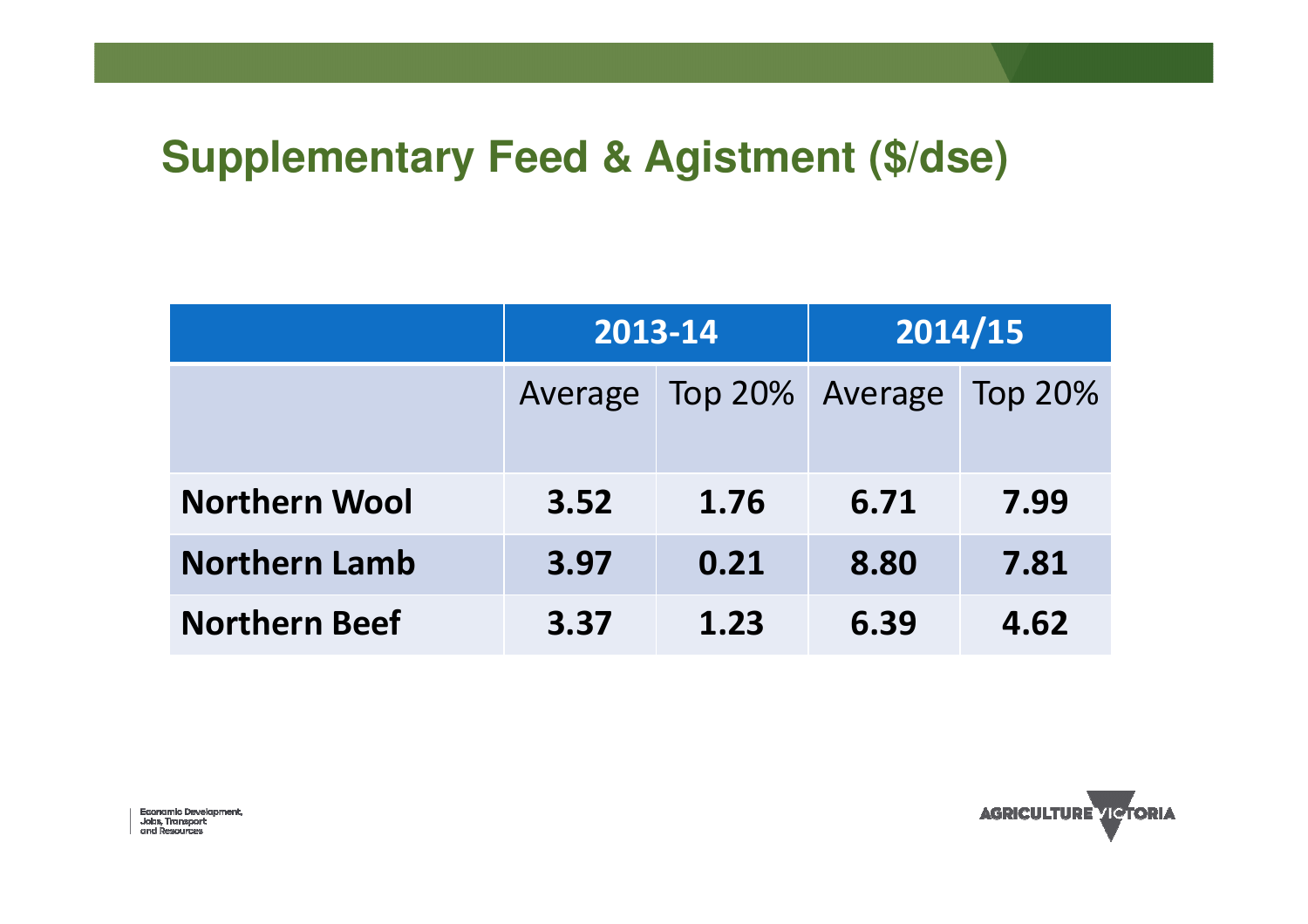## Supplementary Feed & Agistment ($/dse)

| | 2013-14 | | 2014/15 | |
|---|---|---|---|---|
| | Average | Top 20% | Average | Top 20% |
| **Northern Wool** | **3.52** | **1.76** | **6.71** | **7.99** |
| **Northern Lamb** | **3.97** | **0.21** | **8.80** | **7.81** |
| **Northern Beef** | **3.37** | **1.23** | **6.39** | **4.62** |

Economic Development, Jobs, Transport and Resources

AGRICULTURE VICTORIA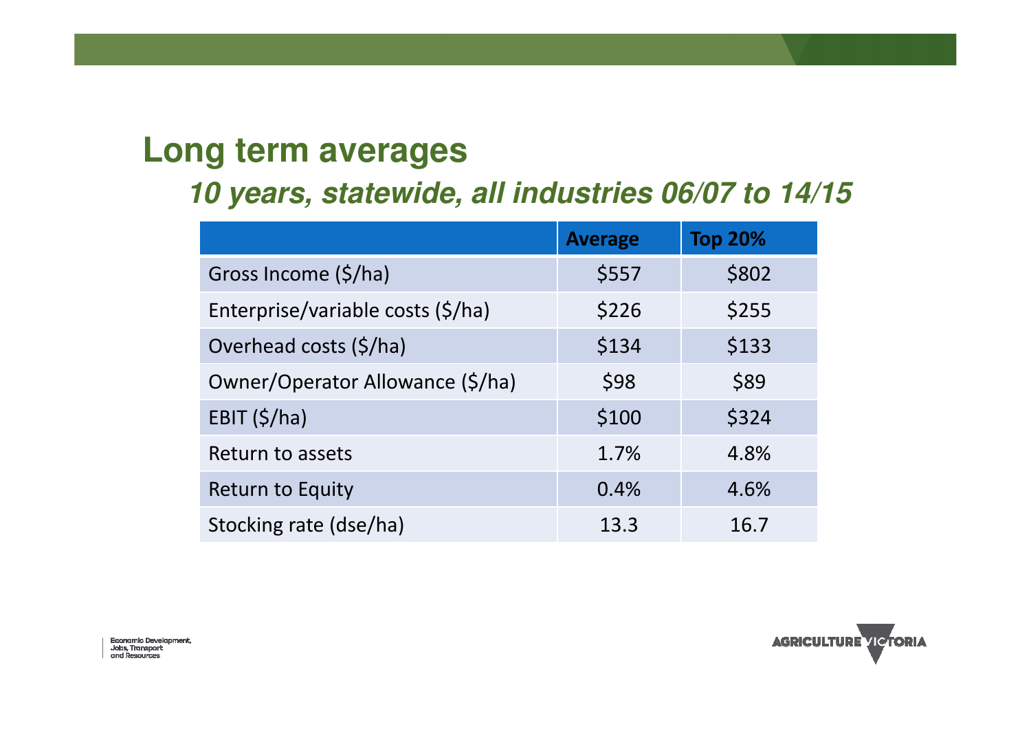# Long term averages

### *10 years, statewide, all industries 06/07 to 14/15*

| | Average | Top 20% |
|---|---|---|
| Gross Income ($/ha) | $557 | $802 |
| Enterprise/variable costs ($/ha) | $226 | $255 |
| Overhead costs ($/ha) | $134 | $133 |
| Owner/Operator Allowance ($/ha) | $98 | $89 |
| EBIT ($/ha) | $100 | $324 |
| Return to assets | 1.7% | 4.8% |
| Return to Equity | 0.4% | 4.6% |
| Stocking rate (dse/ha) | 13.3 | 16.7 |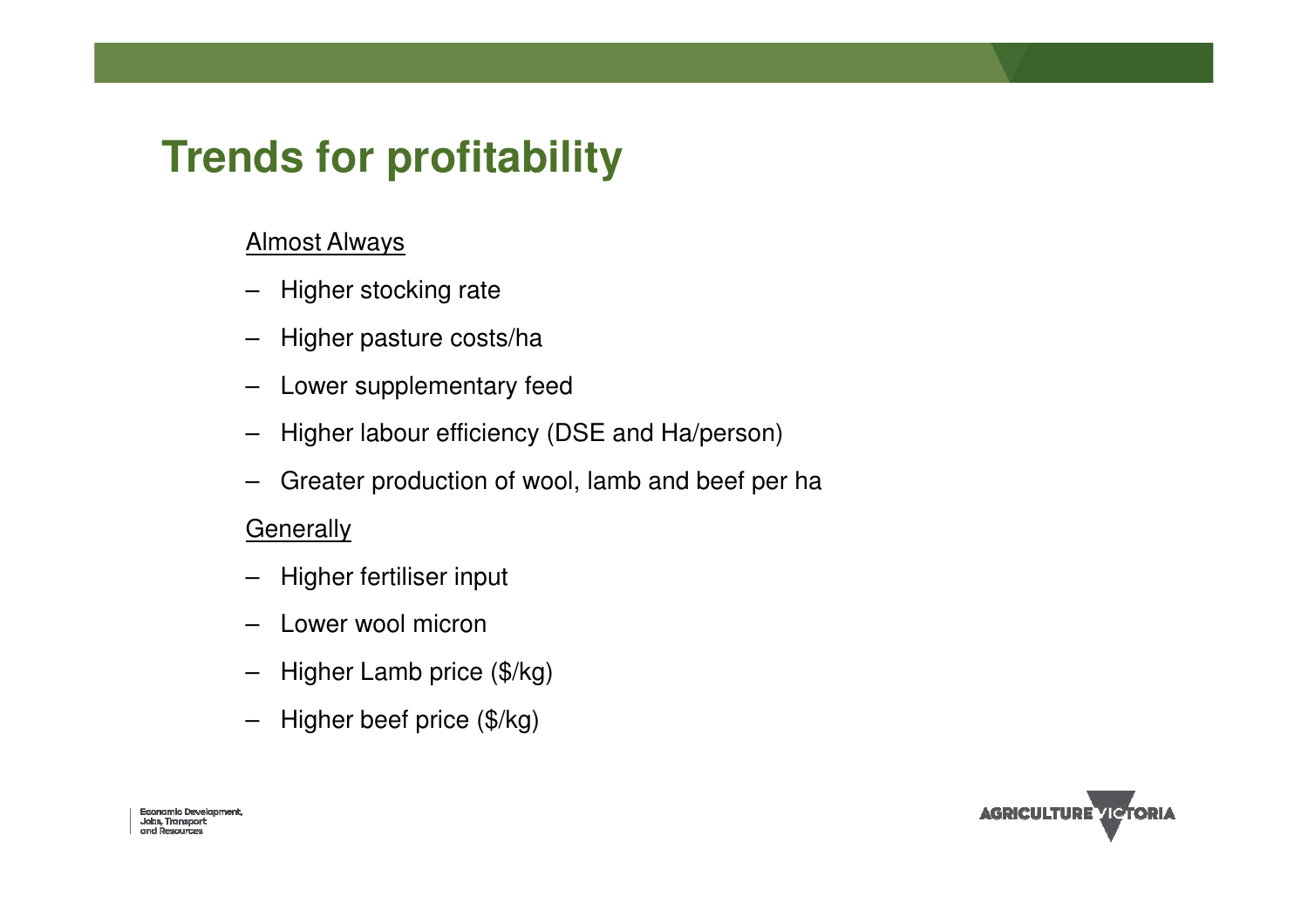# Trends for profitability

Almost Always

- Higher stocking rate
- Higher pasture costs/ha
- Lower supplementary feed
- Higher labour efficiency (DSE and Ha/person)
- Greater production of wool, lamb and beef per ha

Generally

- Higher fertiliser input
- Lower wool micron
- Higher Lamb price ($/kg)
- Higher beef price ($/kg)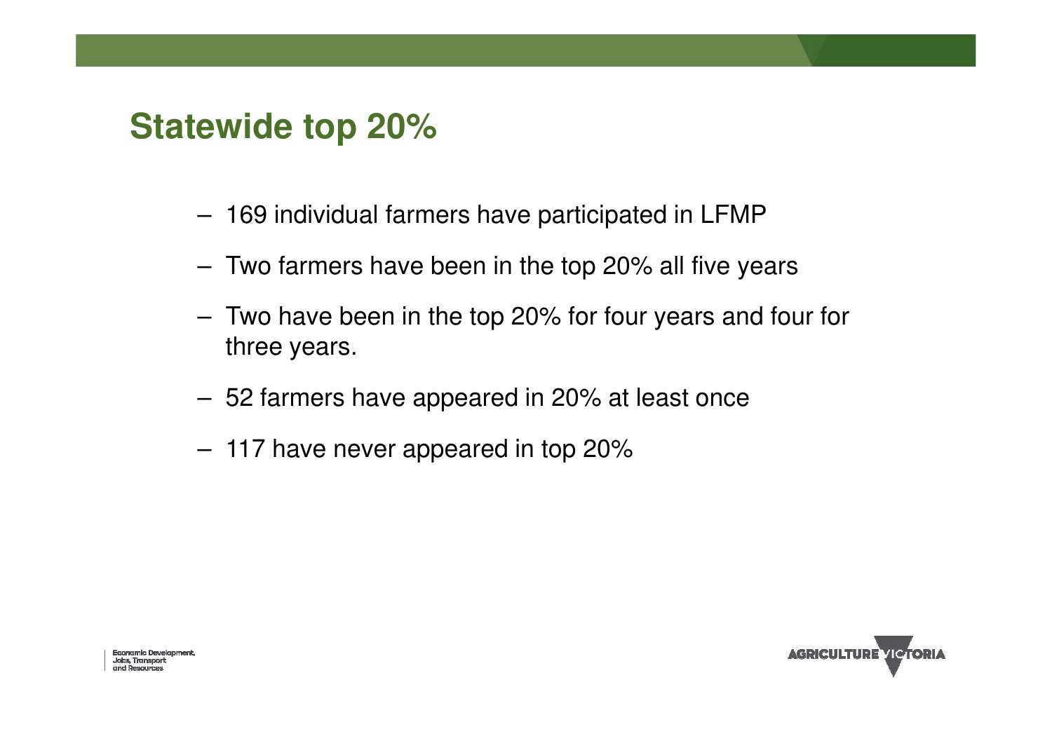# Statewide top 20%

- 169 individual farmers have participated in LFMP
- Two farmers have been in the top 20% all five years
- Two have been in the top 20% for four years and four for three years.
- 52 farmers have appeared in 20% at least once
- 117 have never appeared in top 20%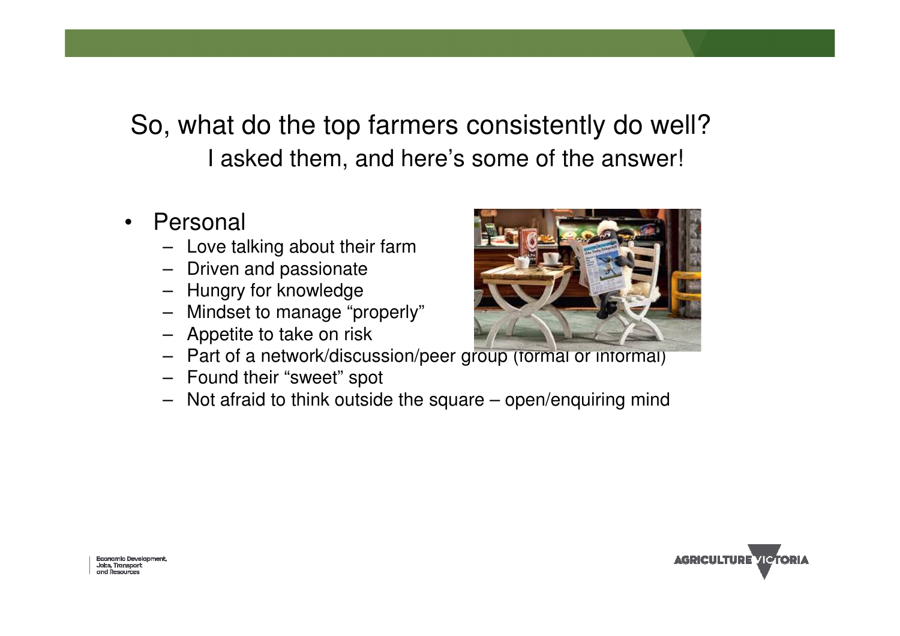## So, what do the top farmers consistently do well?

### I asked them, and here's some of the answer!

- Personal
  - Love talking about their farm
  - Driven and passionate
  - Hungry for knowledge
  - Mindset to manage "properly"
  - Appetite to take on risk
  - Part of a network/discussion/peer group (formal or informal)
  - Found their "sweet" spot
  - Not afraid to think outside the square – open/enquiring mind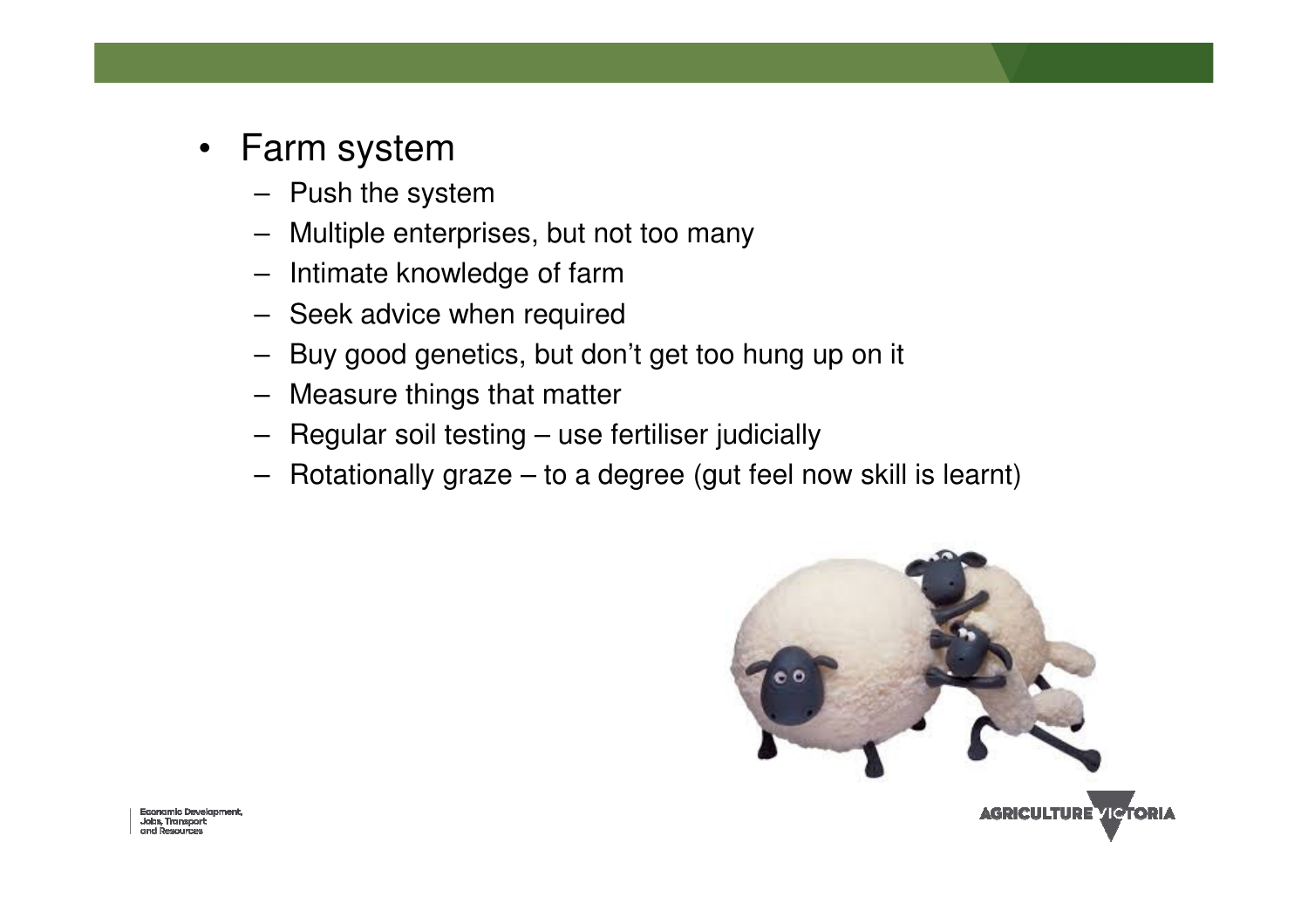- Farm system
  - Push the system
  - Multiple enterprises, but not too many
  - Intimate knowledge of farm
  - Seek advice when required
  - Buy good genetics, but don't get too hung up on it
  - Measure things that matter
  - Regular soil testing – use fertiliser judicially
  - Rotationally graze – to a degree (gut feel now skill is learnt)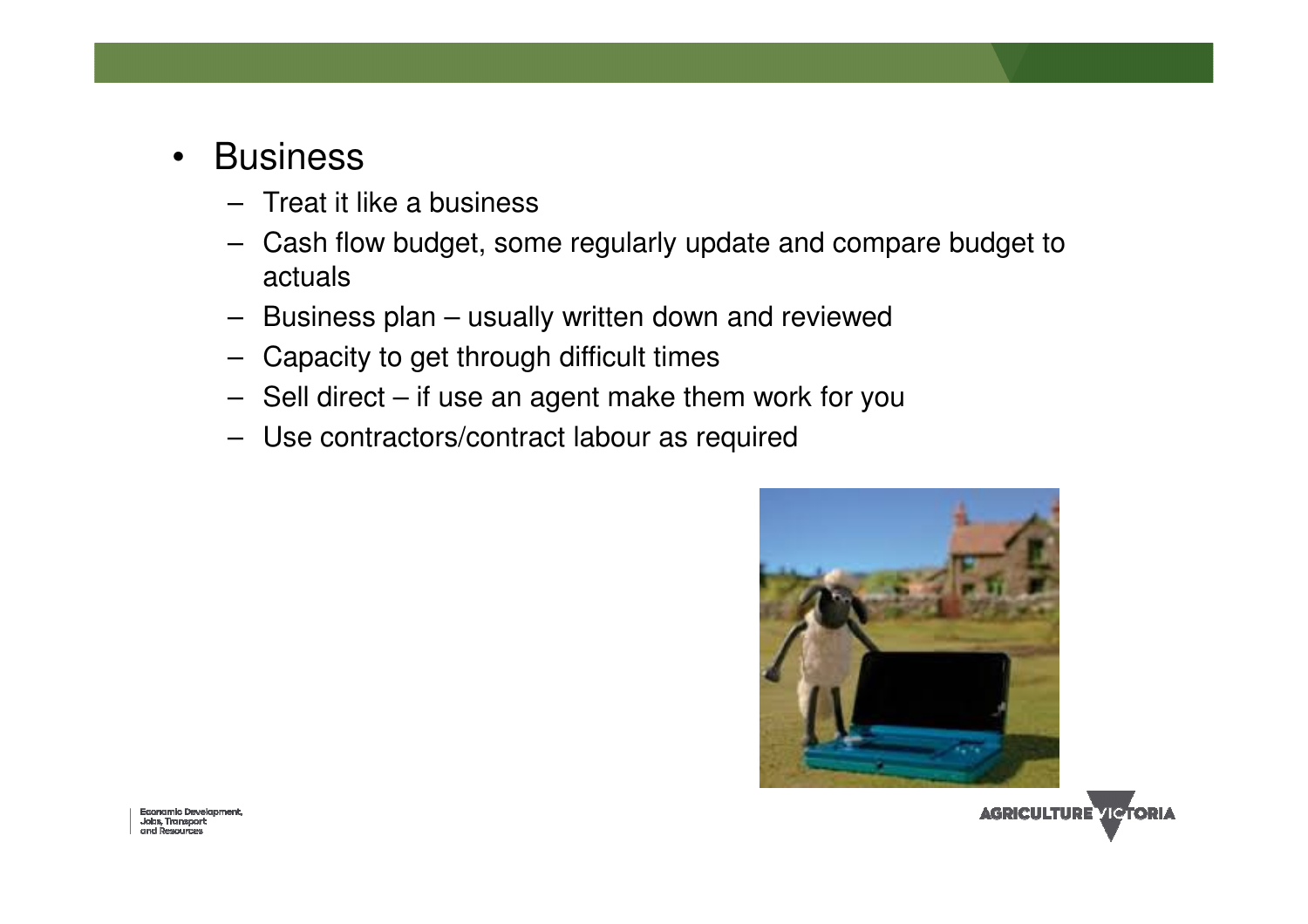- Business
  - Treat it like a business
  - Cash flow budget, some regularly update and compare budget to actuals
  - Business plan – usually written down and reviewed
  - Capacity to get through difficult times
  - Sell direct – if use an agent make them work for you
  - Use contractors/contract labour as required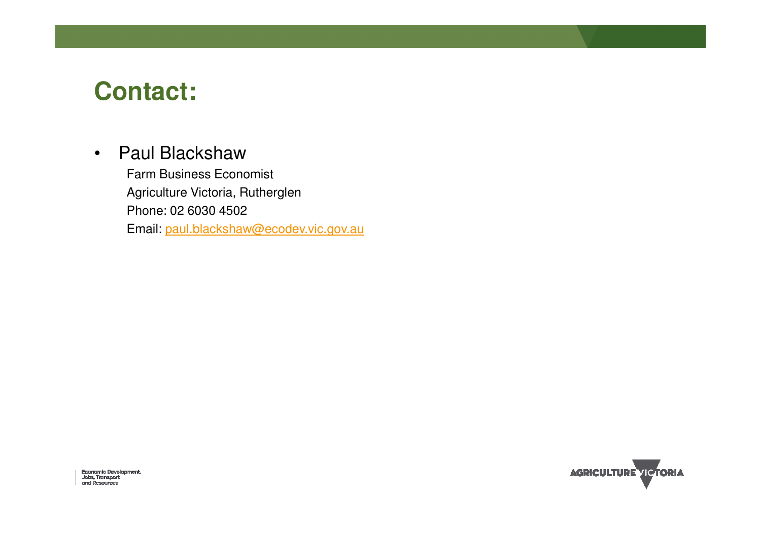# Contact:

- Paul Blackshaw

  Farm Business Economist

  Agriculture Victoria, Rutherglen

  Phone: 02 6030 4502

  Email: paul.blackshaw@ecodev.vic.gov.au

Economic Development, Jobs, Transport and Resources

AGRICULTURE VICTORIA